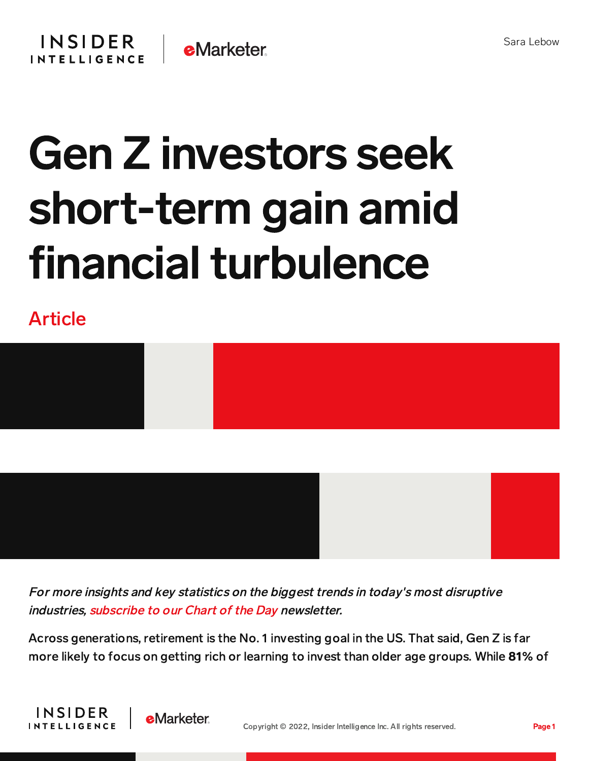Sara Lebow

# Gen Z investors seek short-term gain amid financial turbulence

Article

*For more insights and key statistics on the biggest trends in today's most disruptive industries, subscribe to our Chart of the Day newsletter.*

Across generations, retirement is the No. 1 investing goal in the US. That said, Gen Z is far more likely to focus on getting rich or learning to invest than older age groups. While **81%** of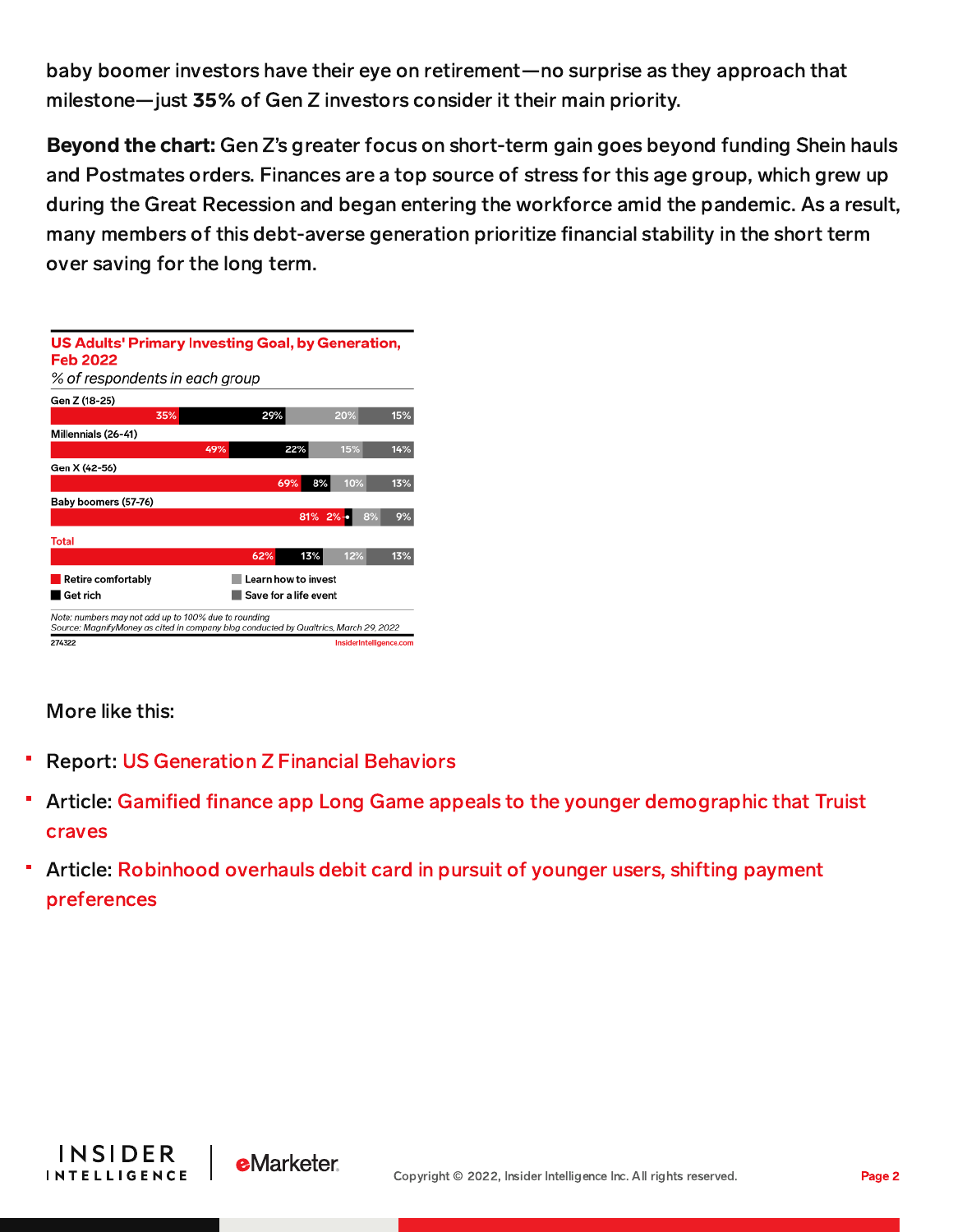baby boomer investors have their eye on retirement—no surprise as they approach that milestone—just **35%** of Gen Z investors consider it their main priority.

**Beyond the chart:** Gen Z's greater focus on short-term gain goes beyond funding Shein hauls and Postmates orders. Finances are a top source of stress for this age group, which grew up during the Great Recession and began entering the workforce amid the pandemic. As a result, many members of this debt-averse generation prioritize financial stability in the short term over saving for the long term.

US Adults' Primary Investing Goal, by Generation, Feb 2022

*% of respondents in each group*

Gen Z (18-25)
35% 29% 20% 15%

Millennials (26-41)
49% 22% 15% 14%

Gen X (42-56)
69% 8% 10% 13%

Baby boomers (57-76)
81% 2% 8% 9%

Total
62% 13% 12% 13%

Retire comfortably
Get rich
Learn how to invest
Save for a life event

*Note: numbers may not add up to 100% due to rounding*
*Source: MagnifyMoney as cited in company blog conducted by Qualtrics, March 29, 2022*

274322

InsiderIntelligence.com

More like this:

- Report: US Generation Z Financial Behaviors
- Article: Gamified finance app Long Game appeals to the younger demographic that Truist craves
- Article: Robinhood overhauls debit card in pursuit of younger users, shifting payment preferences